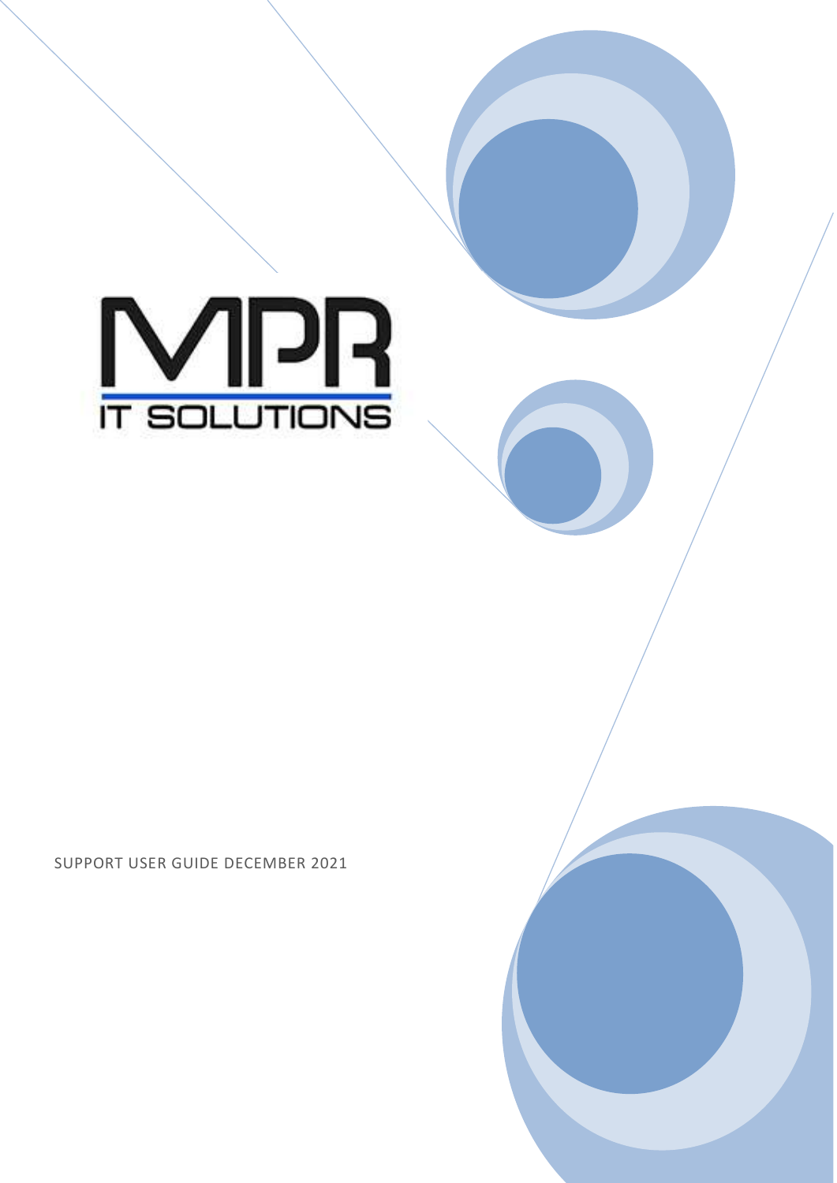MPR

IT SOLUTIONS

SUPPORT USER GUIDE DECEMBER 2021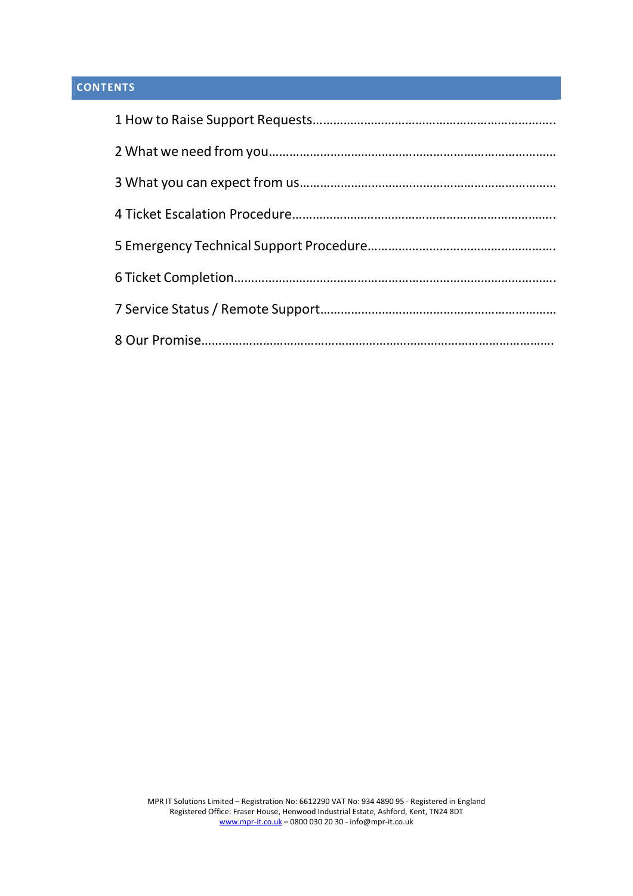## CONTENTS

1 How to Raise Support Requests……………………………………………………………..

2 What we need from you………………………………………………………………………

3 What you can expect from us………………………………………………………………

4 Ticket Escalation Procedure…………………………………………………………………..

5 Emergency Technical Support Procedure……………………………………………….

6 Ticket Completion…………………………………………………………………………………

7 Service Status / Remote Support…………………………………………………………

8 Our Promise……………………………………………………………………………………….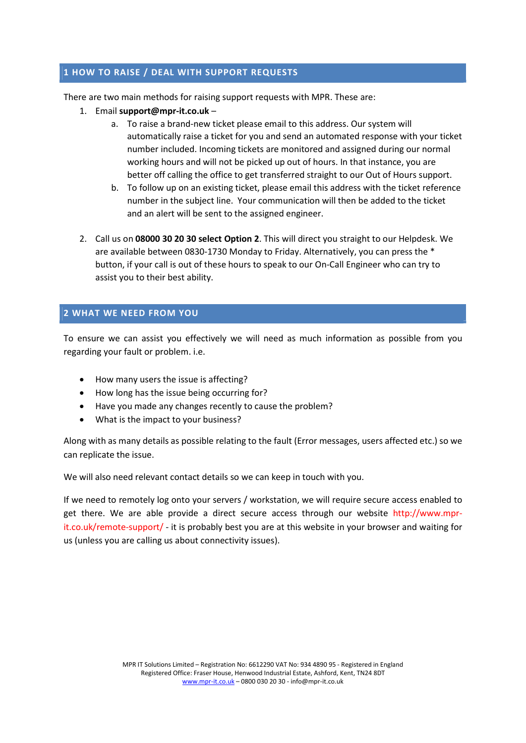## 1 HOW TO RAISE / DEAL WITH SUPPORT REQUESTS

There are two main methods for raising support requests with MPR. These are:

1. Email **support@mpr-it.co.uk** –
   a. To raise a brand-new ticket please email to this address. Our system will automatically raise a ticket for you and send an automated response with your ticket number included. Incoming tickets are monitored and assigned during our normal working hours and will not be picked up out of hours. In that instance, you are better off calling the office to get transferred straight to our Out of Hours support.
   b. To follow up on an existing ticket, please email this address with the ticket reference number in the subject line. Your communication will then be added to the ticket and an alert will be sent to the assigned engineer.

2. Call us on **08000 30 20 30 select Option 2**. This will direct you straight to our Helpdesk. We are available between 0830-1730 Monday to Friday. Alternatively, you can press the * button, if your call is out of these hours to speak to our On-Call Engineer who can try to assist you to their best ability.

## 2 WHAT WE NEED FROM YOU

To ensure we can assist you effectively we will need as much information as possible from you regarding your fault or problem. i.e.

- How many users the issue is affecting?
- How long has the issue being occurring for?
- Have you made any changes recently to cause the problem?
- What is the impact to your business?

Along with as many details as possible relating to the fault (Error messages, users affected etc.) so we can replicate the issue.

We will also need relevant contact details so we can keep in touch with you.

If we need to remotely log onto your servers / workstation, we will require secure access enabled to get there. We are able provide a direct secure access through our website http://www.mpr-it.co.uk/remote-support/ - it is probably best you are at this website in your browser and waiting for us (unless you are calling us about connectivity issues).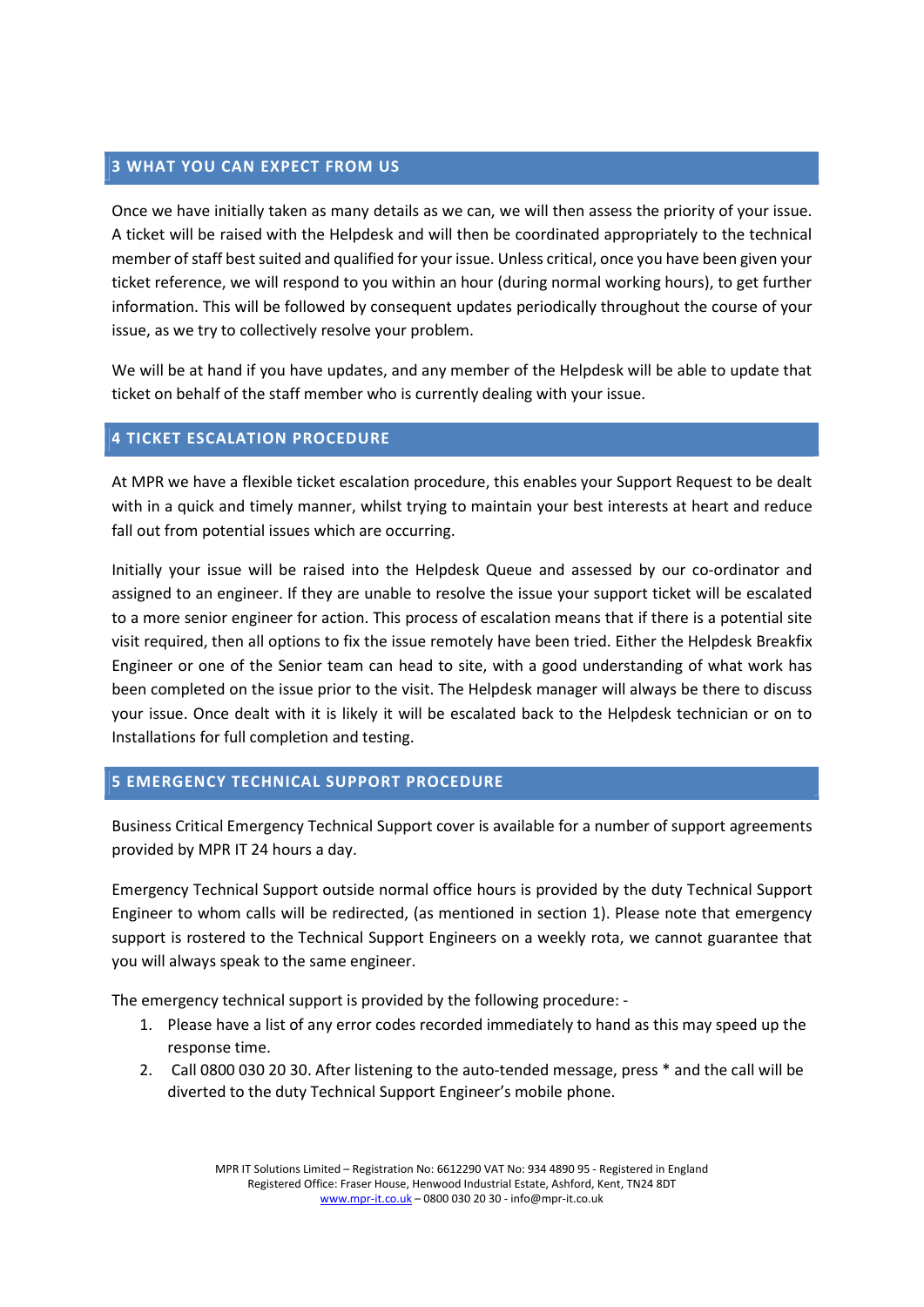## 3 WHAT YOU CAN EXPECT FROM US

Once we have initially taken as many details as we can, we will then assess the priority of your issue. A ticket will be raised with the Helpdesk and will then be coordinated appropriately to the technical member of staff best suited and qualified for your issue. Unless critical, once you have been given your ticket reference, we will respond to you within an hour (during normal working hours), to get further information. This will be followed by consequent updates periodically throughout the course of your issue, as we try to collectively resolve your problem.

We will be at hand if you have updates, and any member of the Helpdesk will be able to update that ticket on behalf of the staff member who is currently dealing with your issue.

## 4 TICKET ESCALATION PROCEDURE

At MPR we have a flexible ticket escalation procedure, this enables your Support Request to be dealt with in a quick and timely manner, whilst trying to maintain your best interests at heart and reduce fall out from potential issues which are occurring.

Initially your issue will be raised into the Helpdesk Queue and assessed by our co-ordinator and assigned to an engineer. If they are unable to resolve the issue your support ticket will be escalated to a more senior engineer for action. This process of escalation means that if there is a potential site visit required, then all options to fix the issue remotely have been tried. Either the Helpdesk Breakfix Engineer or one of the Senior team can head to site, with a good understanding of what work has been completed on the issue prior to the visit. The Helpdesk manager will always be there to discuss your issue. Once dealt with it is likely it will be escalated back to the Helpdesk technician or on to Installations for full completion and testing.

## 5 EMERGENCY TECHNICAL SUPPORT PROCEDURE

Business Critical Emergency Technical Support cover is available for a number of support agreements provided by MPR IT 24 hours a day.

Emergency Technical Support outside normal office hours is provided by the duty Technical Support Engineer to whom calls will be redirected, (as mentioned in section 1). Please note that emergency support is rostered to the Technical Support Engineers on a weekly rota, we cannot guarantee that you will always speak to the same engineer.

The emergency technical support is provided by the following procedure: -

1. Please have a list of any error codes recorded immediately to hand as this may speed up the response time.
2. Call 0800 030 20 30. After listening to the auto-tended message, press * and the call will be diverted to the duty Technical Support Engineer's mobile phone.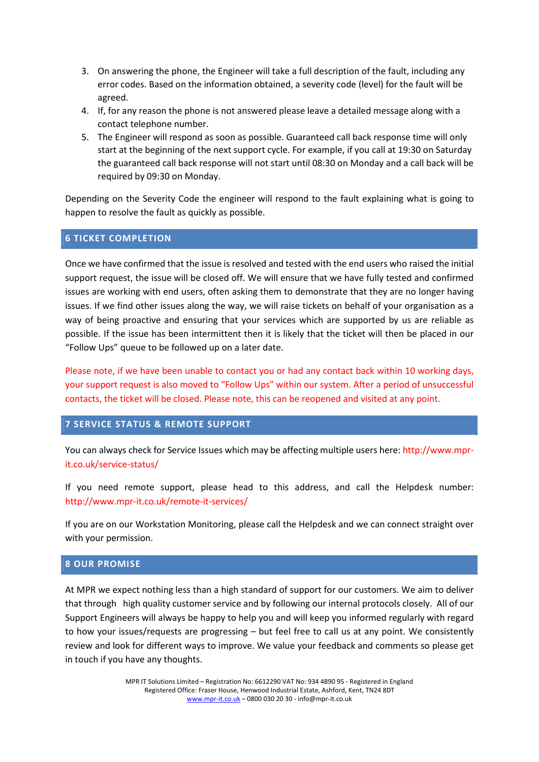3. On answering the phone, the Engineer will take a full description of the fault, including any error codes. Based on the information obtained, a severity code (level) for the fault will be agreed.
4. If, for any reason the phone is not answered please leave a detailed message along with a contact telephone number.
5. The Engineer will respond as soon as possible. Guaranteed call back response time will only start at the beginning of the next support cycle. For example, if you call at 19:30 on Saturday the guaranteed call back response will not start until 08:30 on Monday and a call back will be required by 09:30 on Monday.

Depending on the Severity Code the engineer will respond to the fault explaining what is going to happen to resolve the fault as quickly as possible.

## 6 TICKET COMPLETION

Once we have confirmed that the issue is resolved and tested with the end users who raised the initial support request, the issue will be closed off. We will ensure that we have fully tested and confirmed issues are working with end users, often asking them to demonstrate that they are no longer having issues. If we find other issues along the way, we will raise tickets on behalf of your organisation as a way of being proactive and ensuring that your services which are supported by us are reliable as possible. If the issue has been intermittent then it is likely that the ticket will then be placed in our "Follow Ups" queue to be followed up on a later date.

Please note, if we have been unable to contact you or had any contact back within 10 working days, your support request is also moved to "Follow Ups" within our system. After a period of unsuccessful contacts, the ticket will be closed. Please note, this can be reopened and visited at any point.

## 7 SERVICE STATUS & REMOTE SUPPORT

You can always check for Service Issues which may be affecting multiple users here: http://www.mpr-it.co.uk/service-status/

If you need remote support, please head to this address, and call the Helpdesk number: http://www.mpr-it.co.uk/remote-it-services/

If you are on our Workstation Monitoring, please call the Helpdesk and we can connect straight over with your permission.

## 8 OUR PROMISE

At MPR we expect nothing less than a high standard of support for our customers. We aim to deliver that through high quality customer service and by following our internal protocols closely. All of our Support Engineers will always be happy to help you and will keep you informed regularly with regard to how your issues/requests are progressing – but feel free to call us at any point. We consistently review and look for different ways to improve. We value your feedback and comments so please get in touch if you have any thoughts.